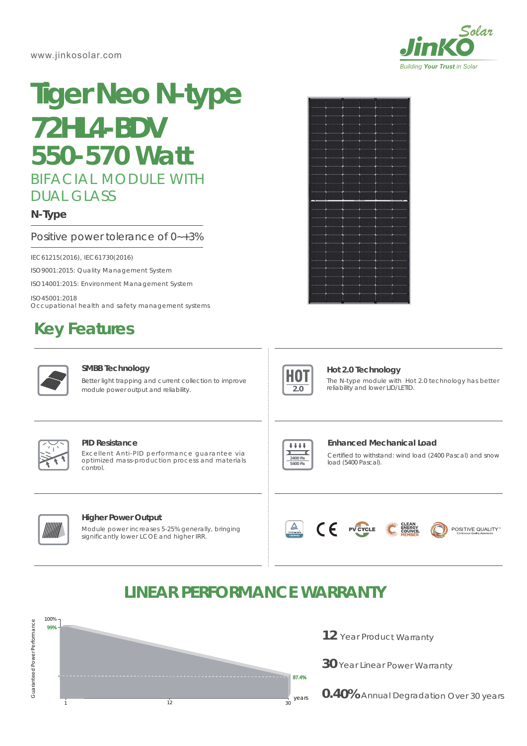www.jinkosolar.com

JinKO Solar
Building Your Trust in Solar

# Tiger Neo N-type
# 72HL4-BDV
# 550-570 Watt

## BIFACIAL MODULE WITH DUAL GLASS

**N-Type**

Positive power tolerance of 0~+3%

IEC61215(2016), IEC61730(2016)

ISO9001:2015: Quality Management System

ISO14001:2015: Environment Management System

ISO45001:2018
Occupational health and safety management systems

## Key Features

**SMBB Technology**
Better light trapping and current collection to improve module power output and reliability.

**Hot 2.0 Technology**
The N-type module with Hot 2.0 technology has better reliability and lower LID/LETID.

**PID Resistance**
Excellent Anti-PID performance guarantee via optimized mass-production process and materials control.

**Enhanced Mechanical Load**
Certified to withstand: wind load (2400 Pascal) and snow load (5400 Pascal).

**Higher Power Output**
Module power increases 5-25% generally, bringing significantly lower LCOE and higher IRR.

CE · PV CYCLE · CLEAN ENERGY COUNCIL MEMBER · POSITIVE QUALITY

## LINEAR PERFORMANCE WARRANTY

Guaranteed Power Performance: 100%, 99% (year 1), 87.4% (year 30); x-axis: 1, 12, 30 years

**12** Year Product Warranty

**30** Year Linear Power Warranty

**0.40%** Annual Degradation Over 30 years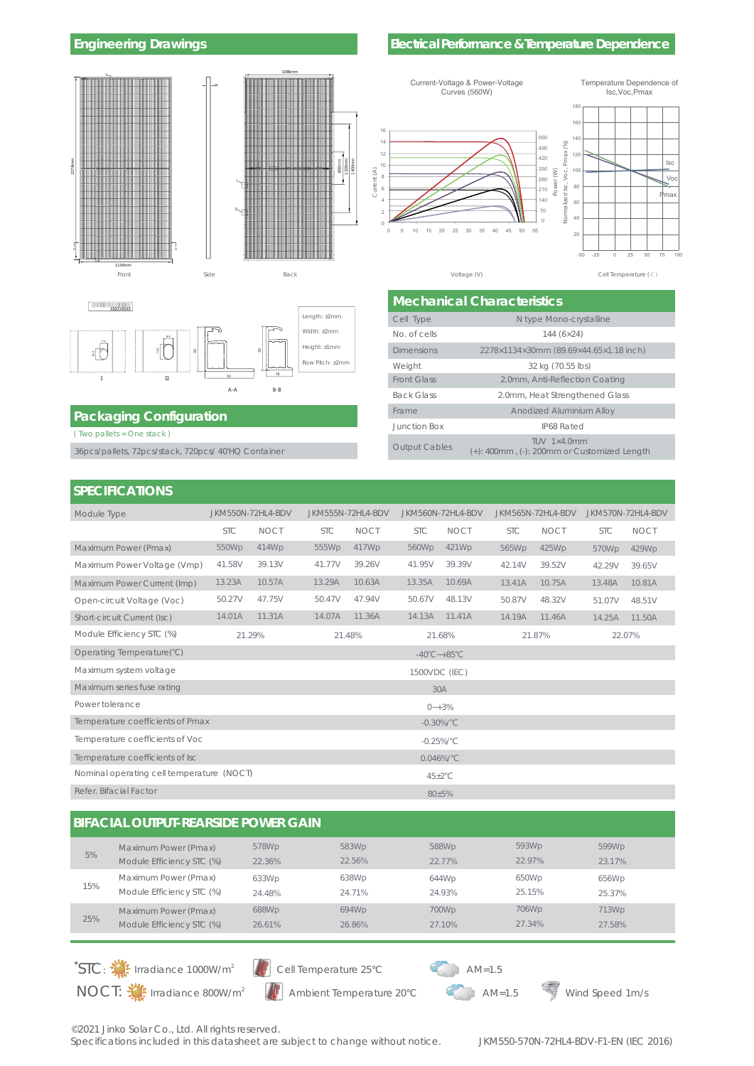## Engineering Drawings

1134mm

2278mm

Front

Side

Back

1086mm

400mm

1100mm

1400mm

I

II

A-A

B-B

Length: ±2mm

Width: ±2mm

Height: ±1mm

Row Pitch: ±2mm

## Electrical Performance & Temperature Dependence

Current-Voltage & Power-Voltage Curves (560W)

Current (A)

Power (W)

Voltage (V)

Temperature Dependence of Isc,Voc,Pmax

Normalized Isc, Voc, Pmax (%)

Cell Temperature (℃)

Isc

Voc

Pmax

## Packaging Configuration

( Two pallets = One stack )

36pcs/pallets, 72pcs/stack, 720pcs/ 40'HQ Container

## Mechanical Characteristics

| | |
|---|---|
| Cell Type | N type Mono-crystalline |
| No. of cells | 144 (6×24) |
| Dimensions | 2278×1134×30mm (89.69×44.65×1.18 inch) |
| Weight | 32 kg (70.55 lbs) |
| Front Glass | 2.0mm, Anti-Reflection Coating |
| Back Glass | 2.0mm, Heat Strengthened Glass |
| Frame | Anodized Aluminium Alloy |
| Junction Box | IP68 Rated |
| Output Cables | TUV 1×4.0mm²<br>(+): 400mm , (-): 200mm or Customized Length |

## SPECIFICATIONS

| Module Type | JKM550N-72HL4-BDV | | JKM555N-72HL4-BDV | | JKM560N-72HL4-BDV | | JKM565N-72HL4-BDV | | JKM570N-72HL4-BDV | |
|---|---|---|---|---|---|---|---|---|---|---|
| | STC | NOCT | STC | NOCT | STC | NOCT | STC | NOCT | STC | NOCT |
| Maximum Power (Pmax) | 550Wp | 414Wp | 555Wp | 417Wp | 560Wp | 421Wp | 565Wp | 425Wp | 570Wp | 429Wp |
| Maximum Power Voltage (Vmp) | 41.58V | 39.13V | 41.77V | 39.26V | 41.95V | 39.39V | 42.14V | 39.52V | 42.29V | 39.65V |
| Maximum Power Current (Imp) | 13.23A | 10.57A | 13.29A | 10.63A | 13.35A | 10.69A | 13.41A | 10.75A | 13.48A | 10.81A |
| Open-circuit Voltage (Voc) | 50.27V | 47.75V | 50.47V | 47.94V | 50.67V | 48.13V | 50.87V | 48.32V | 51.07V | 48.51V |
| Short-circuit Current (Isc) | 14.01A | 11.31A | 14.07A | 11.36A | 14.13A | 11.41A | 14.19A | 11.46A | 14.25A | 11.50A |
| Module Efficiency STC (%) | 21.29% | | 21.48% | | 21.68% | | 21.87% | | 22.07% | |
| Operating Temperature(℃) | -40℃~+85℃ | | | | | | | | | |
| Maximum system voltage | 1500VDC (IEC) | | | | | | | | | |
| Maximum series fuse rating | 30A | | | | | | | | | |
| Power tolerance | 0~+3% | | | | | | | | | |
| Temperature coefficients of Pmax | -0.30%/℃ | | | | | | | | | |
| Temperature coefficients of Voc | -0.25%/℃ | | | | | | | | | |
| Temperature coefficients of Isc | 0.046%/℃ | | | | | | | | | |
| Nominal operating cell temperature (NOCT) | 45±2℃ | | | | | | | | | |
| Refer. Bifacial Factor | 80±5% | | | | | | | | | |

## BIFACIAL OUTPUT-REARSIDE POWER GAIN

| | | | | | | |
|---|---|---|---|---|---|---|
| 5% | Maximum Power (Pmax) | 578Wp | 583Wp | 588Wp | 593Wp | 599Wp |
| | Module Efficiency STC (%) | 22.36% | 22.56% | 22.77% | 22.97% | 23.17% |
| 15% | Maximum Power (Pmax) | 633Wp | 638Wp | 644Wp | 650Wp | 656Wp |
| | Module Efficiency STC (%) | 24.48% | 24.71% | 24.93% | 25.15% | 25.37% |
| 25% | Maximum Power (Pmax) | 688Wp | 694Wp | 700Wp | 706Wp | 713Wp |
| | Module Efficiency STC (%) | 26.61% | 26.86% | 27.10% | 27.34% | 27.58% |

*STC: Irradiance 1000W/m² Cell Temperature 25°C AM=1.5

NOCT: Irradiance 800W/m² Ambient Temperature 20°C AM=1.5 Wind Speed 1m/s

©2021 Jinko Solar Co., Ltd. All rights reserved.
Specifications included in this datasheet are subject to change without notice.

JKM550-570N-72HL4-BDV-F1-EN (IEC 2016)